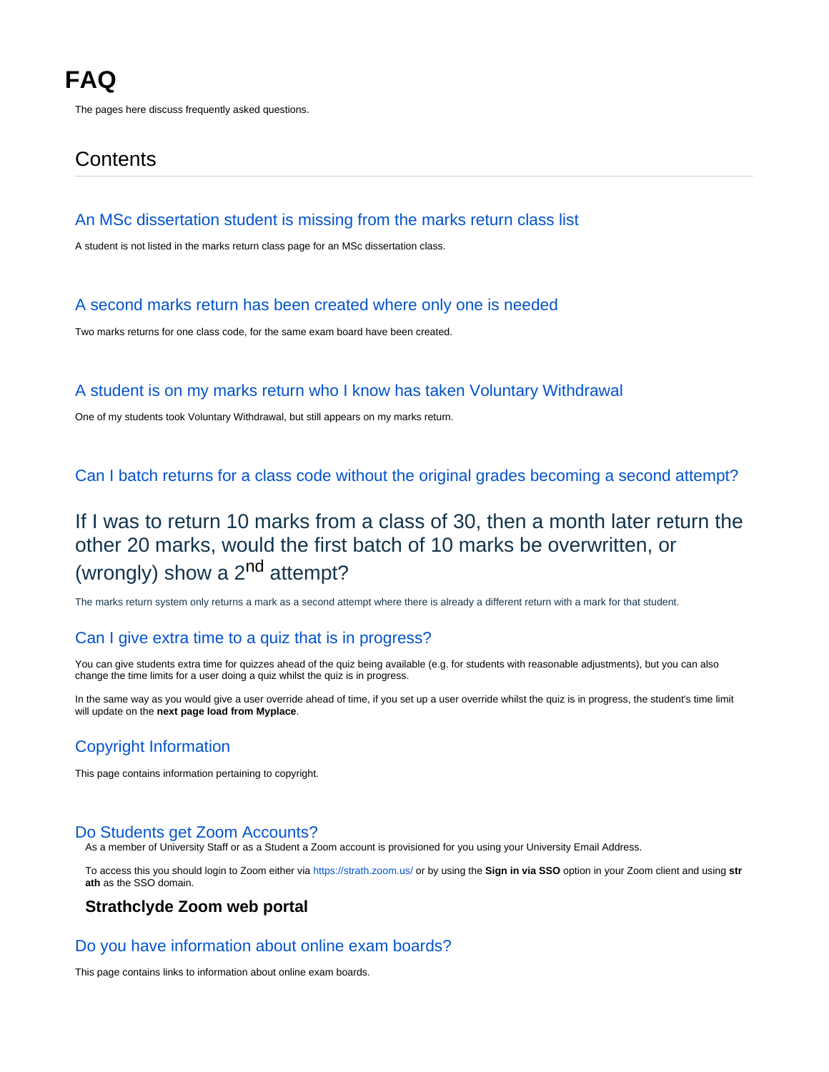# FAQ

The pages here discuss frequently asked questions.

## Contents

### An MSc dissertation student is missing from the marks return class list

A student is not listed in the marks return class page for an MSc dissertation class.

### A second marks return has been created where only one is needed

Two marks returns for one class code, for the same exam board have been created.

### A student is on my marks return who I know has taken Voluntary Withdrawal

One of my students took Voluntary Withdrawal, but still appears on my marks return.

### Can I batch returns for a class code without the original grades becoming a second attempt?

## If I was to return 10 marks from a class of 30, then a month later return the other 20 marks, would the first batch of 10 marks be overwritten, or (wrongly) show a 2nd attempt?

The marks return system only returns a mark as a second attempt where there is already a different return with a mark for that student.

### Can I give extra time to a quiz that is in progress?

You can give students extra time for quizzes ahead of the quiz being available (e.g. for students with reasonable adjustments), but you can also change the time limits for a user doing a quiz whilst the quiz is in progress.

In the same way as you would give a user override ahead of time, if you set up a user override whilst the quiz is in progress, the student's time limit will update on the **next page load from Myplace**.

### Copyright Information

This page contains information pertaining to copyright.

### Do Students get Zoom Accounts?

As a member of University Staff or as a Student a Zoom account is provisioned for you using your University Email Address.

To access this you should login to Zoom either via https://strath.zoom.us/ or by using the **Sign in via SSO** option in your Zoom client and using **strath** as the SSO domain.

#### Strathclyde Zoom web portal

### Do you have information about online exam boards?

This page contains links to information about online exam boards.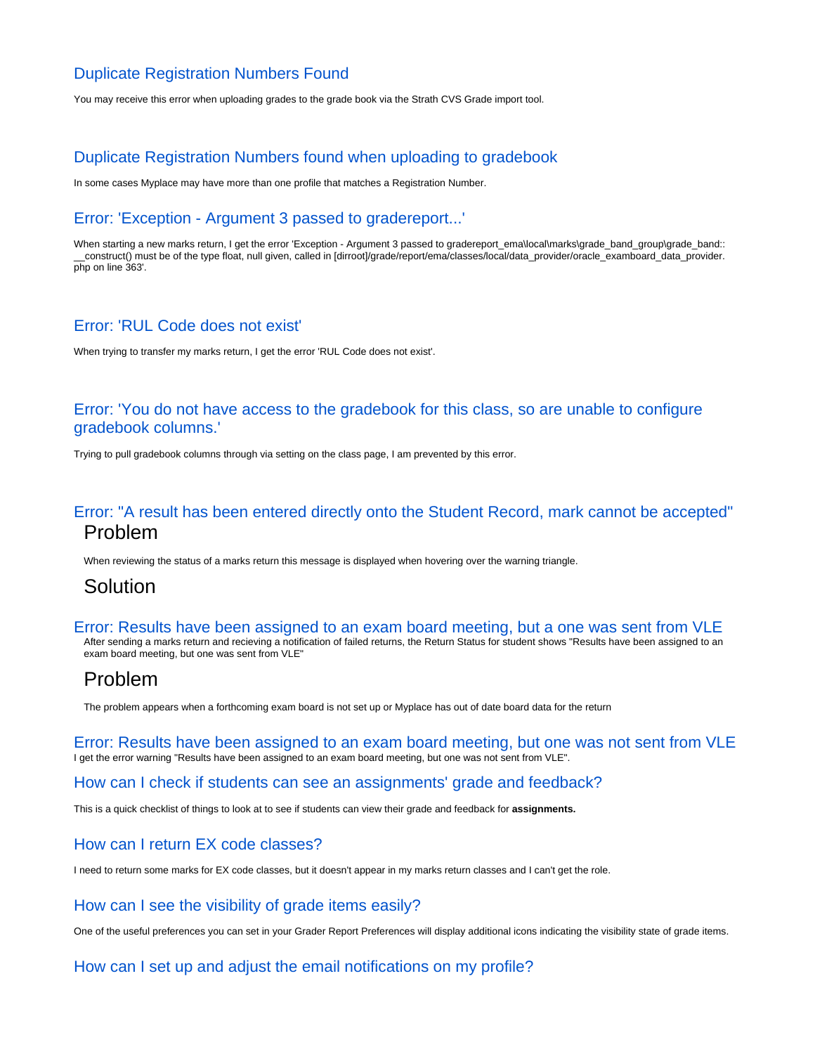## Duplicate Registration Numbers Found

You may receive this error when uploading grades to the grade book via the Strath CVS Grade import tool.

## Duplicate Registration Numbers found when uploading to gradebook

In some cases Myplace may have more than one profile that matches a Registration Number.

## Error: 'Exception - Argument 3 passed to gradereport...'

When starting a new marks return, I get the error 'Exception - Argument 3 passed to gradereport_ema\local\marks\grade_band_group\grade_band::__construct() must be of the type float, null given, called in [dirroot]/grade/report/ema/classes/local/data_provider/oracle_examboard_data_provider.php on line 363'.

## Error: 'RUL Code does not exist'

When trying to transfer my marks return, I get the error 'RUL Code does not exist'.

## Error: 'You do not have access to the gradebook for this class, so are unable to configure gradebook columns.'

Trying to pull gradebook columns through via setting on the class page, I am prevented by this error.

## Error: "A result has been entered directly onto the Student Record, mark cannot be accepted"

### Problem

When reviewing the status of a marks return this message is displayed when hovering over the warning triangle.

### Solution

## Error: Results have been assigned to an exam board meeting, but a one was sent from VLE

After sending a marks return and recieving a notification of failed returns, the Return Status for student shows "Results have been assigned to an exam board meeting, but one was sent from VLE"

### Problem

The problem appears when a forthcoming exam board is not set up or Myplace has out of date board data for the return

## Error: Results have been assigned to an exam board meeting, but one was not sent from VLE

I get the error warning "Results have been assigned to an exam board meeting, but one was not sent from VLE".

## How can I check if students can see an assignments' grade and feedback?

This is a quick checklist of things to look at to see if students can view their grade and feedback for **assignments.**

## How can I return EX code classes?

I need to return some marks for EX code classes, but it doesn't appear in my marks return classes and I can't get the role.

## How can I see the visibility of grade items easily?

One of the useful preferences you can set in your Grader Report Preferences will display additional icons indicating the visibility state of grade items.

## How can I set up and adjust the email notifications on my profile?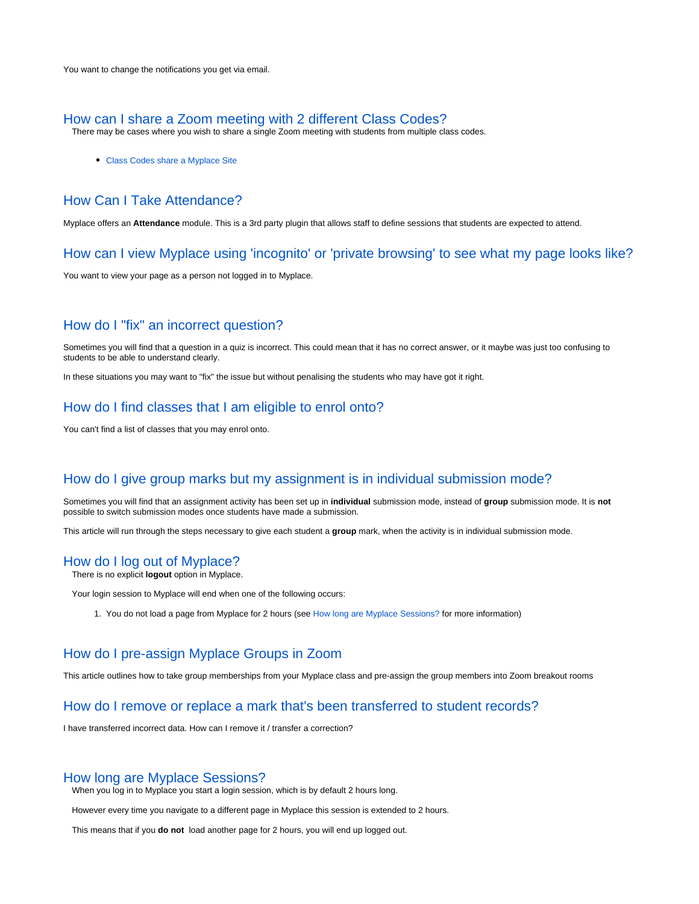You want to change the notifications you get via email.

## How can I share a Zoom meeting with 2 different Class Codes?

There may be cases where you wish to share a single Zoom meeting with students from multiple class codes.

- Class Codes share a Myplace Site

## How Can I Take Attendance?

Myplace offers an **Attendance** module. This is a 3rd party plugin that allows staff to define sessions that students are expected to attend.

## How can I view Myplace using 'incognito' or 'private browsing' to see what my page looks like?

You want to view your page as a person not logged in to Myplace.

## How do I "fix" an incorrect question?

Sometimes you will find that a question in a quiz is incorrect. This could mean that it has no correct answer, or it maybe was just too confusing to students to be able to understand clearly.

In these situations you may want to "fix" the issue but without penalising the students who may have got it right.

## How do I find classes that I am eligible to enrol onto?

You can't find a list of classes that you may enrol onto.

## How do I give group marks but my assignment is in individual submission mode?

Sometimes you will find that an assignment activity has been set up in **individual** submission mode, instead of **group** submission mode. It is **not** possible to switch submission modes once students have made a submission.

This article will run through the steps necessary to give each student a **group** mark, when the activity is in individual submission mode.

## How do I log out of Myplace?

There is no explicit **logout** option in Myplace.

Your login session to Myplace will end when one of the following occurs:

1. You do not load a page from Myplace for 2 hours (see How long are Myplace Sessions? for more information)

## How do I pre-assign Myplace Groups in Zoom

This article outlines how to take group memberships from your Myplace class and pre-assign the group members into Zoom breakout rooms

## How do I remove or replace a mark that's been transferred to student records?

I have transferred incorrect data. How can I remove it / transfer a correction?

## How long are Myplace Sessions?

When you log in to Myplace you start a login session, which is by default 2 hours long.

However every time you navigate to a different page in Myplace this session is extended to 2 hours.

This means that if you **do not** load another page for 2 hours, you will end up logged out.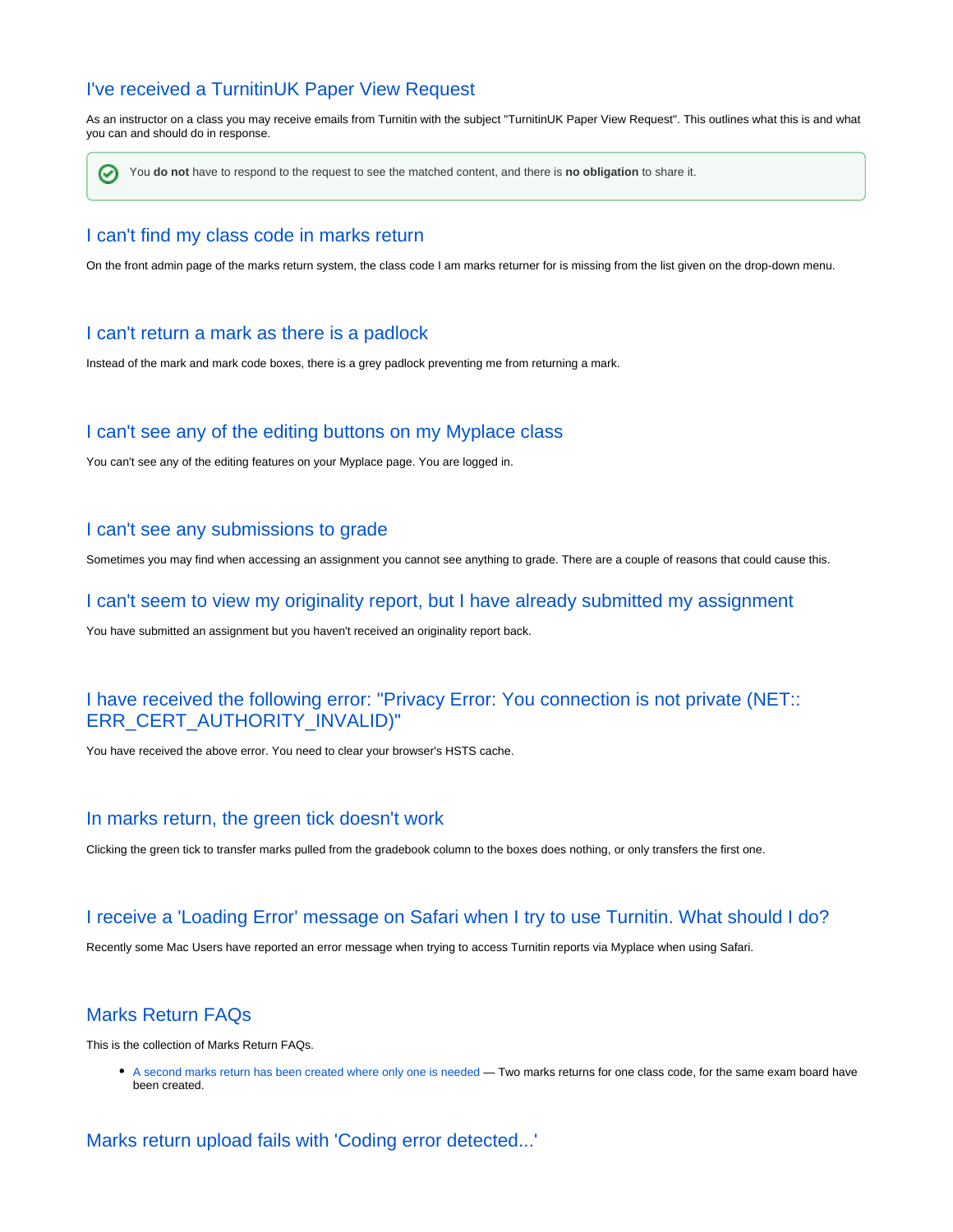## I've received a TurnitinUK Paper View Request

As an instructor on a class you may receive emails from Turnitin with the subject "TurnitinUK Paper View Request". This outlines what this is and what you can and should do in response.

> You **do not** have to respond to the request to see the matched content, and there is **no obligation** to share it.

## I can't find my class code in marks return

On the front admin page of the marks return system, the class code I am marks returner for is missing from the list given on the drop-down menu.

## I can't return a mark as there is a padlock

Instead of the mark and mark code boxes, there is a grey padlock preventing me from returning a mark.

## I can't see any of the editing buttons on my Myplace class

You can't see any of the editing features on your Myplace page. You are logged in.

## I can't see any submissions to grade

Sometimes you may find when accessing an assignment you cannot see anything to grade. There are a couple of reasons that could cause this.

## I can't seem to view my originality report, but I have already submitted my assignment

You have submitted an assignment but you haven't received an originality report back.

## I have received the following error: "Privacy Error: You connection is not private (NET::ERR_CERT_AUTHORITY_INVALID)"

You have received the above error. You need to clear your browser's HSTS cache.

## In marks return, the green tick doesn't work

Clicking the green tick to transfer marks pulled from the gradebook column to the boxes does nothing, or only transfers the first one.

## I receive a 'Loading Error' message on Safari when I try to use Turnitin. What should I do?

Recently some Mac Users have reported an error message when trying to access Turnitin reports via Myplace when using Safari.

## Marks Return FAQs

This is the collection of Marks Return FAQs.

- A second marks return has been created where only one is needed — Two marks returns for one class code, for the same exam board have been created.

## Marks return upload fails with 'Coding error detected...'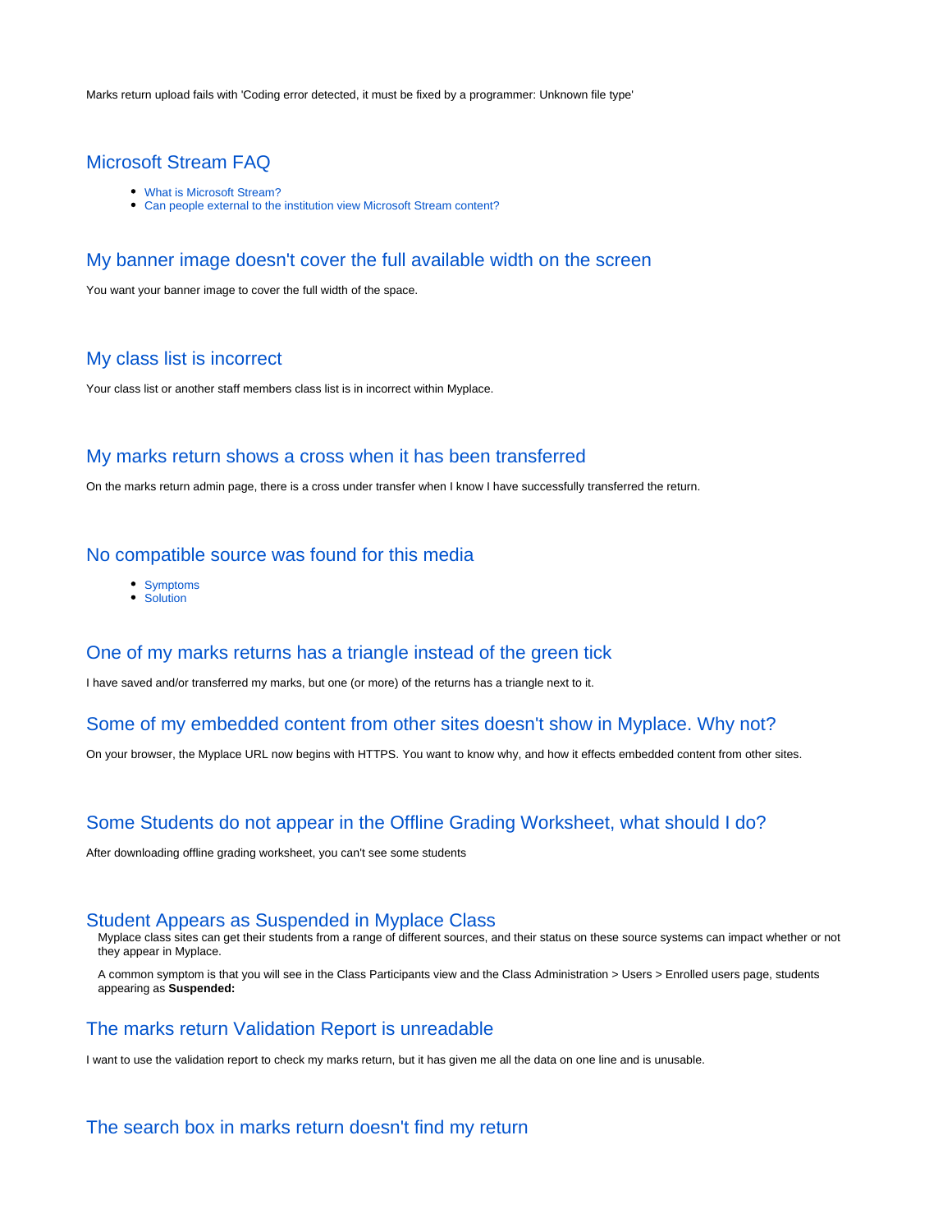Marks return upload fails with 'Coding error detected, it must be fixed by a programmer: Unknown file type'

## Microsoft Stream FAQ

- What is Microsoft Stream?
- Can people external to the institution view Microsoft Stream content?

## My banner image doesn't cover the full available width on the screen

You want your banner image to cover the full width of the space.

## My class list is incorrect

Your class list or another staff members class list is in incorrect within Myplace.

## My marks return shows a cross when it has been transferred

On the marks return admin page, there is a cross under transfer when I know I have successfully transferred the return.

## No compatible source was found for this media

- Symptoms
- Solution

## One of my marks returns has a triangle instead of the green tick

I have saved and/or transferred my marks, but one (or more) of the returns has a triangle next to it.

## Some of my embedded content from other sites doesn't show in Myplace. Why not?

On your browser, the Myplace URL now begins with HTTPS. You want to know why, and how it effects embedded content from other sites.

## Some Students do not appear in the Offline Grading Worksheet, what should I do?

After downloading offline grading worksheet, you can't see some students

## Student Appears as Suspended in Myplace Class

Myplace class sites can get their students from a range of different sources, and their status on these source systems can impact whether or not they appear in Myplace.

A common symptom is that you will see in the Class Participants view and the Class Administration > Users > Enrolled users page, students appearing as **Suspended:**

## The marks return Validation Report is unreadable

I want to use the validation report to check my marks return, but it has given me all the data on one line and is unusable.

## The search box in marks return doesn't find my return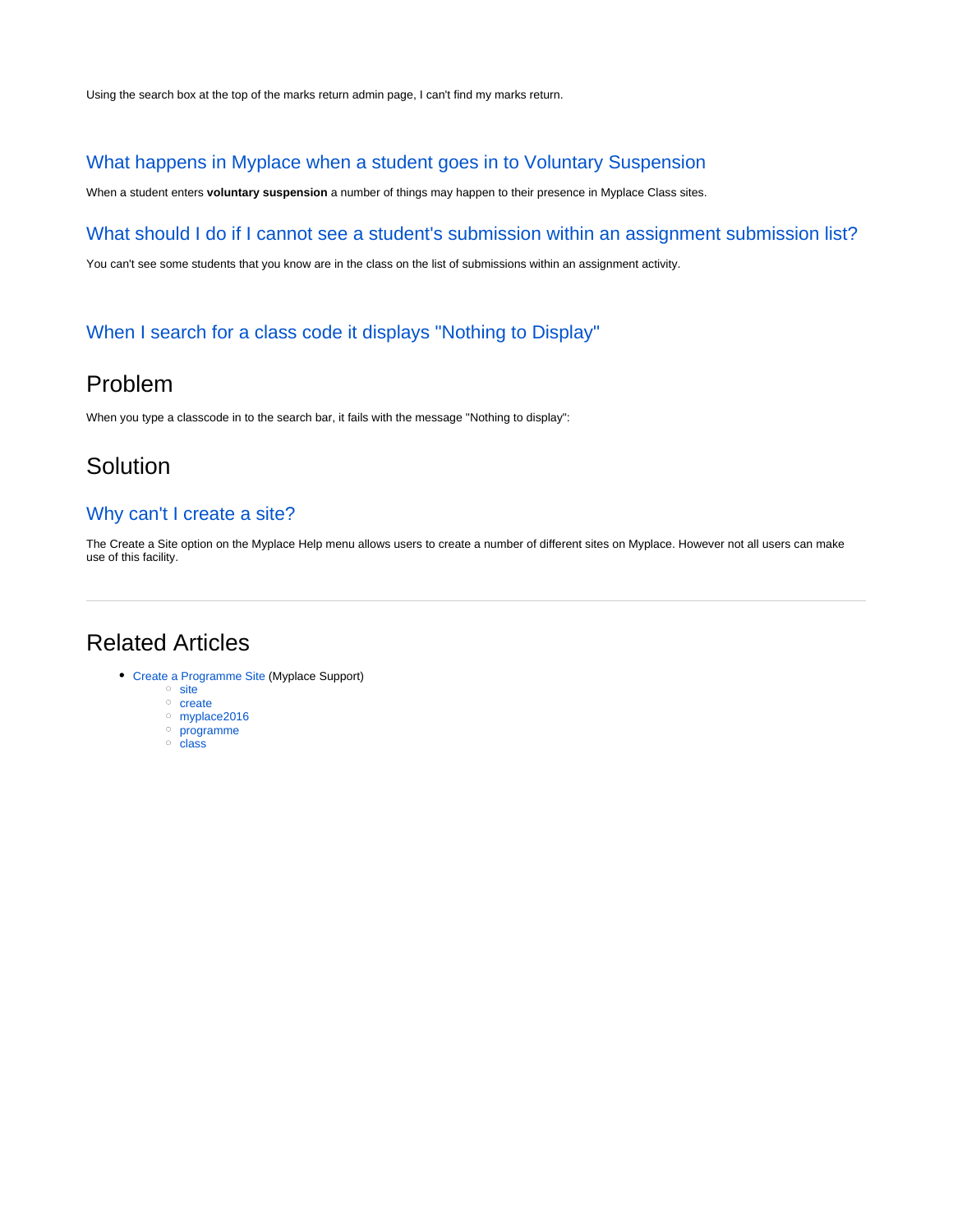Using the search box at the top of the marks return admin page, I can't find my marks return.

## What happens in Myplace when a student goes in to Voluntary Suspension

When a student enters **voluntary suspension** a number of things may happen to their presence in Myplace Class sites.

## What should I do if I cannot see a student's submission within an assignment submission list?

You can't see some students that you know are in the class on the list of submissions within an assignment activity.

## When I search for a class code it displays "Nothing to Display"

# Problem

When you type a classcode in to the search bar, it fails with the message "Nothing to display":

# Solution

## Why can't I create a site?

The Create a Site option on the Myplace Help menu allows users to create a number of different sites on Myplace. However not all users can make use of this facility.

---

# Related Articles

- Create a Programme Site (Myplace Support)
    - site
    - create
    - myplace2016
    - programme
    - class